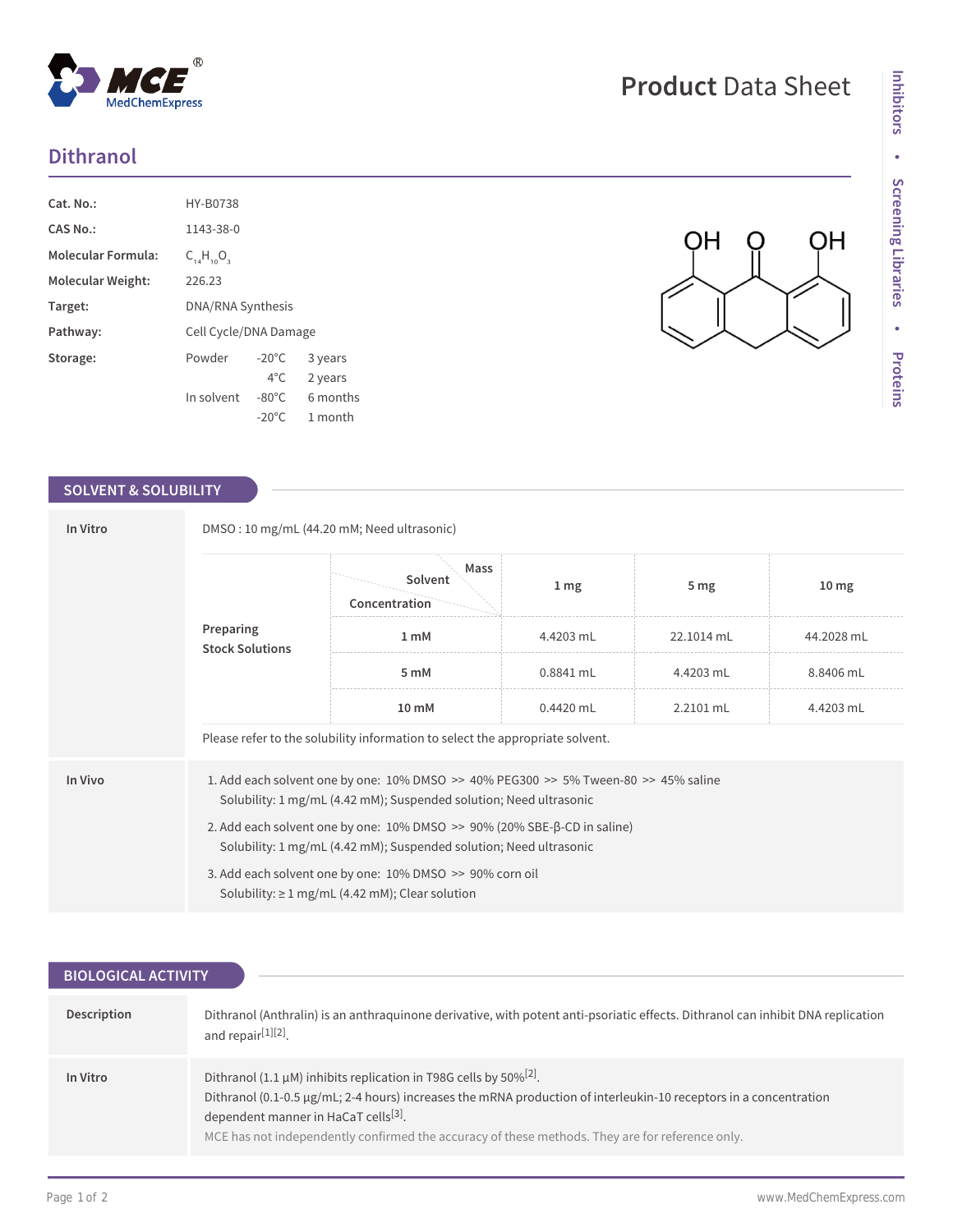# Product Data Sheet

## Dithranol

| | |
|---|---|
| **Cat. No.:** | HY-B0738 |
| **CAS No.:** | 1143-38-0 |
| **Molecular Formula:** | $C_{14}H_{10}O_3$ |
| **Molecular Weight:** | 226.23 |
| **Target:** | DNA/RNA Synthesis |
| **Pathway:** | Cell Cycle/DNA Damage |
| **Storage:** | Powder -20°C 3 years; 4°C 2 years<br>In solvent -80°C 6 months; -20°C 1 month |

## SOLVENT & SOLUBILITY

**In Vitro**

DMSO : 10 mg/mL (44.20 mM; Need ultrasonic)

**Preparing Stock Solutions**

| Concentration \ Solvent \ Mass | 1 mg | 5 mg | 10 mg |
|---|---|---|---|
| 1 mM | 4.4203 mL | 22.1014 mL | 44.2028 mL |
| 5 mM | 0.8841 mL | 4.4203 mL | 8.8406 mL |
| 10 mM | 0.4420 mL | 2.2101 mL | 4.4203 mL |

Please refer to the solubility information to select the appropriate solvent.

**In Vivo**

1. Add each solvent one by one: 10% DMSO >> 40% PEG300 >> 5% Tween-80 >> 45% saline
   Solubility: 1 mg/mL (4.42 mM); Suspended solution; Need ultrasonic
2. Add each solvent one by one: 10% DMSO >> 90% (20% SBE-β-CD in saline)
   Solubility: 1 mg/mL (4.42 mM); Suspended solution; Need ultrasonic
3. Add each solvent one by one: 10% DMSO >> 90% corn oil
   Solubility: ≥ 1 mg/mL (4.42 mM); Clear solution

## BIOLOGICAL ACTIVITY

**Description**

Dithranol (Anthralin) is an anthraquinone derivative, with potent anti-psoriatic effects. Dithranol can inhibit DNA replication and repair[1][2].

**In Vitro**

Dithranol (1.1 μM) inhibits replication in T98G cells by 50%[2].
Dithranol (0.1-0.5 μg/mL; 2-4 hours) increases the mRNA production of interleukin-10 receptors in a concentration dependent manner in HaCaT cells[3].
MCE has not independently confirmed the accuracy of these methods. They are for reference only.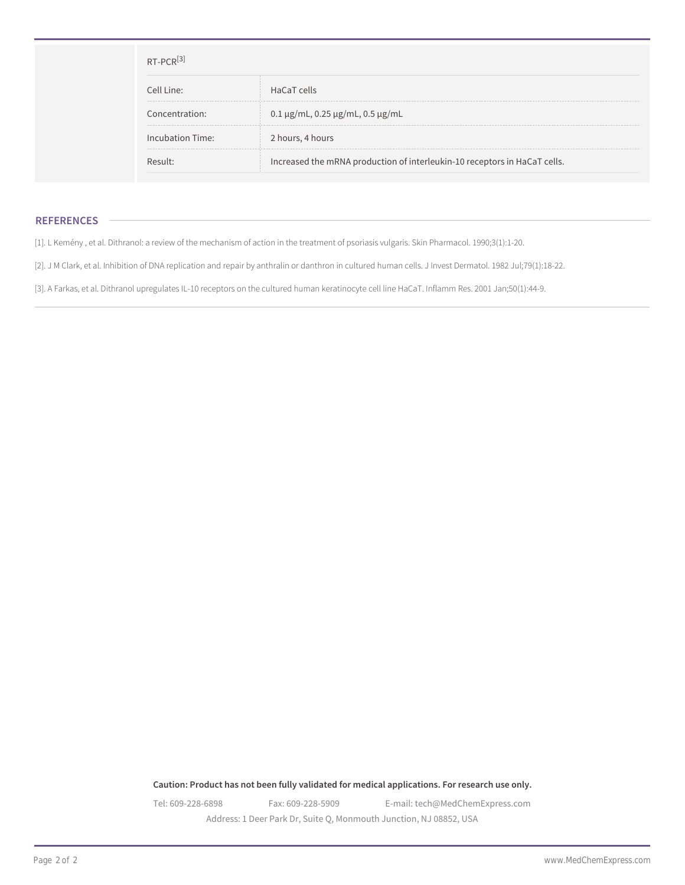| RT-PCR[3] | |
|---|---|
| Cell Line: | HaCaT cells |
| Concentration: | 0.1 μg/mL, 0.25 μg/mL, 0.5 μg/mL |
| Incubation Time: | 2 hours, 4 hours |
| Result: | Increased the mRNA production of interleukin-10 receptors in HaCaT cells. |

## REFERENCES

[1]. L Kemény , et al. Dithranol: a review of the mechanism of action in the treatment of psoriasis vulgaris. Skin Pharmacol. 1990;3(1):1-20.

[2]. J M Clark, et al. Inhibition of DNA replication and repair by anthralin or danthron in cultured human cells. J Invest Dermatol. 1982 Jul;79(1):18-22.

[3]. A Farkas, et al. Dithranol upregulates IL-10 receptors on the cultured human keratinocyte cell line HaCaT. Inflamm Res. 2001 Jan;50(1):44-9.

**Caution: Product has not been fully validated for medical applications. For research use only.**

Tel: 609-228-6898 Fax: 609-228-5909 E-mail: tech@MedChemExpress.com

Address: 1 Deer Park Dr, Suite Q, Monmouth Junction, NJ 08852, USA